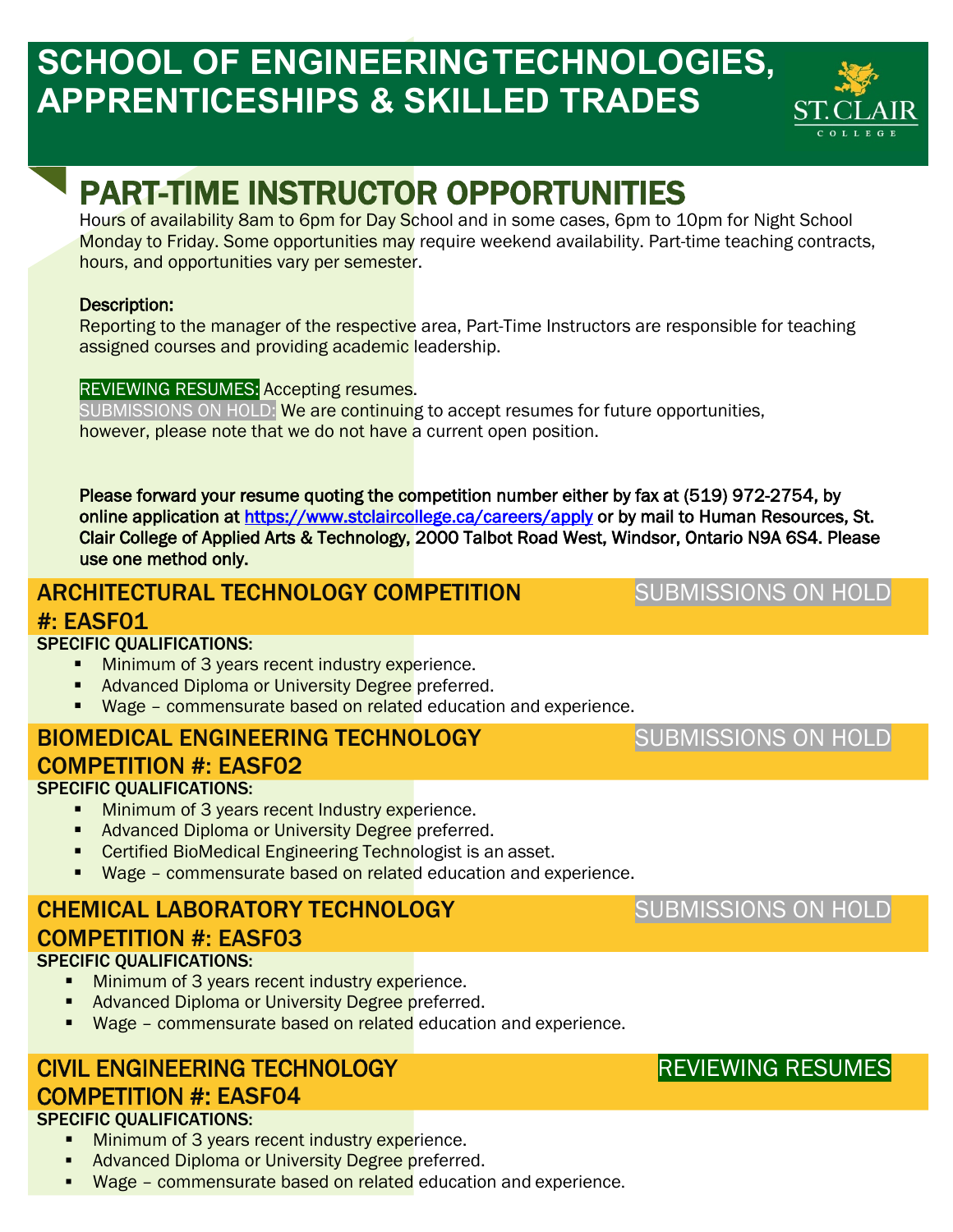# SCHOOL OF ENGINEERING TECHNOLOGIES, APPRENTICESHIPS & SKILLED TRADES

ST. CLAIR COLLEGE

## PART-TIME INSTRUCTOR OPPORTUNITIES

Hours of availability 8am to 6pm for Day School and in some cases, 6pm to 10pm for Night School Monday to Friday. Some opportunities may require weekend availability. Part-time teaching contracts, hours, and opportunities vary per semester.

Description:
Reporting to the manager of the respective area, Part-Time Instructors are responsible for teaching assigned courses and providing academic leadership.

REVIEWING RESUMES: Accepting resumes.
SUBMISSIONS ON HOLD: We are continuing to accept resumes for future opportunities, however, please note that we do not have a current open position.

**Please forward your resume quoting the competition number either by fax at (519) 972-2754, by online application at https://www.stclaircollege.ca/careers/apply or by mail to Human Resources, St. Clair College of Applied Arts & Technology, 2000 Talbot Road West, Windsor, Ontario N9A 6S4. Please use one method only.**

### ARCHITECTURAL TECHNOLOGY COMPETITION #: EASF01 — SUBMISSIONS ON HOLD

**SPECIFIC QUALIFICATIONS:**
- Minimum of 3 years recent industry experience.
- Advanced Diploma or University Degree preferred.
- Wage – commensurate based on related education and experience.

### BIOMEDICAL ENGINEERING TECHNOLOGY COMPETITION #: EASF02 — SUBMISSIONS ON HOLD

**SPECIFIC QUALIFICATIONS:**
- Minimum of 3 years recent Industry experience.
- Advanced Diploma or University Degree preferred.
- Certified BioMedical Engineering Technologist is an asset.
- Wage – commensurate based on related education and experience.

### CHEMICAL LABORATORY TECHNOLOGY COMPETITION #: EASF03 — SUBMISSIONS ON HOLD

**SPECIFIC QUALIFICATIONS:**
- Minimum of 3 years recent industry experience.
- Advanced Diploma or University Degree preferred.
- Wage – commensurate based on related education and experience.

### CIVIL ENGINEERING TECHNOLOGY COMPETITION #: EASF04 — REVIEWING RESUMES

**SPECIFIC QUALIFICATIONS:**
- Minimum of 3 years recent industry experience.
- Advanced Diploma or University Degree preferred.
- Wage – commensurate based on related education and experience.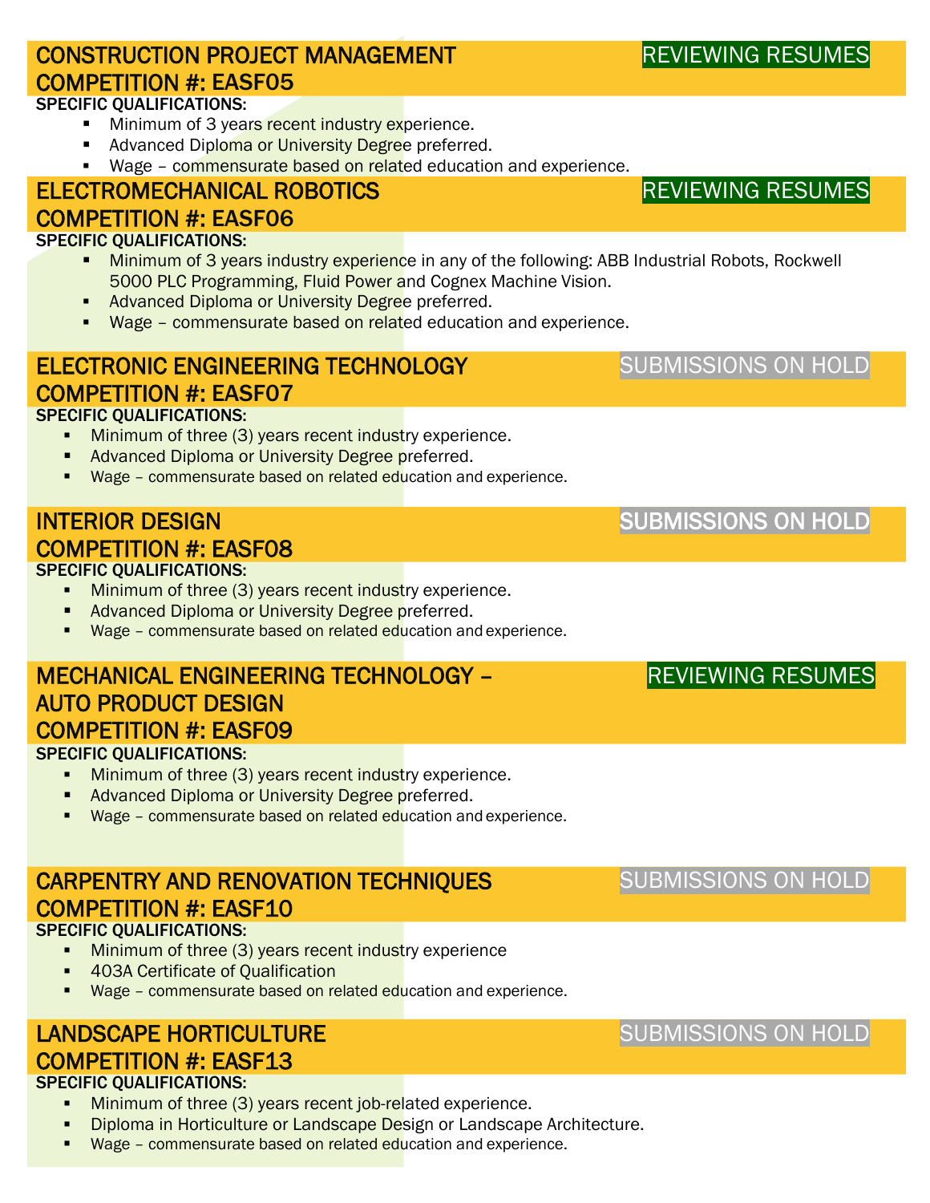## CONSTRUCTION PROJECT MANAGEMENT — REVIEWING RESUMES
## COMPETITION #: EASF05

**SPECIFIC QUALIFICATIONS:**

- Minimum of 3 years recent industry experience.
- Advanced Diploma or University Degree preferred.
- Wage – commensurate based on related education and experience.

## ELECTROMECHANICAL ROBOTICS — REVIEWING RESUMES
## COMPETITION #: EASF06

**SPECIFIC QUALIFICATIONS:**

- Minimum of 3 years industry experience in any of the following: ABB Industrial Robots, Rockwell 5000 PLC Programming, Fluid Power and Cognex Machine Vision.
- Advanced Diploma or University Degree preferred.
- Wage – commensurate based on related education and experience.

## ELECTRONIC ENGINEERING TECHNOLOGY — SUBMISSIONS ON HOLD
## COMPETITION #: EASF07

**SPECIFIC QUALIFICATIONS:**

- Minimum of three (3) years recent industry experience.
- Advanced Diploma or University Degree preferred.
- Wage – commensurate based on related education and experience.

## INTERIOR DESIGN — SUBMISSIONS ON HOLD
## COMPETITION #: EASF08

**SPECIFIC QUALIFICATIONS:**

- Minimum of three (3) years recent industry experience.
- Advanced Diploma or University Degree preferred.
- Wage – commensurate based on related education and experience.

## MECHANICAL ENGINEERING TECHNOLOGY – AUTO PRODUCT DESIGN — REVIEWING RESUMES
## COMPETITION #: EASF09

**SPECIFIC QUALIFICATIONS:**

- Minimum of three (3) years recent industry experience.
- Advanced Diploma or University Degree preferred.
- Wage – commensurate based on related education and experience.

## CARPENTRY AND RENOVATION TECHNIQUES — SUBMISSIONS ON HOLD
## COMPETITION #: EASF10

**SPECIFIC QUALIFICATIONS:**

- Minimum of three (3) years recent industry experience
- 403A Certificate of Qualification
- Wage – commensurate based on related education and experience.

## LANDSCAPE HORTICULTURE — SUBMISSIONS ON HOLD
## COMPETITION #: EASF13

**SPECIFIC QUALIFICATIONS:**

- Minimum of three (3) years recent job-related experience.
- Diploma in Horticulture or Landscape Design or Landscape Architecture.
- Wage – commensurate based on related education and experience.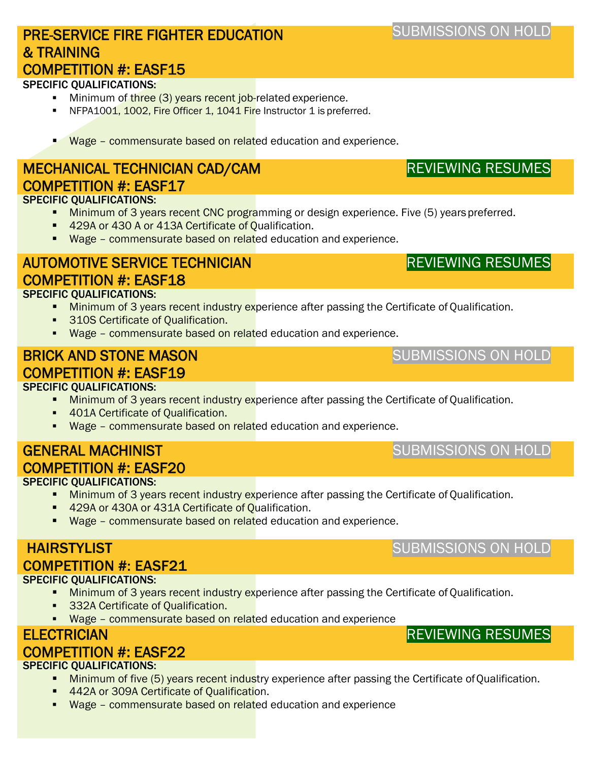## PRE-SERVICE FIRE FIGHTER EDUCATION & TRAINING

## COMPETITION #: EASF15

SUBMISSIONS ON HOLD

**SPECIFIC QUALIFICATIONS:**

- Minimum of three (3) years recent job-related experience.
- NFPA1001, 1002, Fire Officer 1, 1041 Fire Instructor 1 is preferred.
- Wage – commensurate based on related education and experience.

## MECHANICAL TECHNICIAN CAD/CAM

## COMPETITION #: EASF17

REVIEWING RESUMES

**SPECIFIC QUALIFICATIONS:**

- Minimum of 3 years recent CNC programming or design experience. Five (5) years preferred.
- 429A or 430 A or 413A Certificate of Qualification.
- Wage – commensurate based on related education and experience.

## AUTOMOTIVE SERVICE TECHNICIAN

## COMPETITION #: EASF18

REVIEWING RESUMES

**SPECIFIC QUALIFICATIONS:**

- Minimum of 3 years recent industry experience after passing the Certificate of Qualification.
- 310S Certificate of Qualification.
- Wage – commensurate based on related education and experience.

## BRICK AND STONE MASON

## COMPETITION #: EASF19

SUBMISSIONS ON HOLD

**SPECIFIC QUALIFICATIONS:**

- Minimum of 3 years recent industry experience after passing the Certificate of Qualification.
- 401A Certificate of Qualification.
- Wage – commensurate based on related education and experience.

## GENERAL MACHINIST

## COMPETITION #: EASF20

SUBMISSIONS ON HOLD

**SPECIFIC QUALIFICATIONS:**

- Minimum of 3 years recent industry experience after passing the Certificate of Qualification.
- 429A or 430A or 431A Certificate of Qualification.
- Wage – commensurate based on related education and experience.

## HAIRSTYLIST

## COMPETITION #: EASF21

SUBMISSIONS ON HOLD

**SPECIFIC QUALIFICATIONS:**

- Minimum of 3 years recent industry experience after passing the Certificate of Qualification.
- 332A Certificate of Qualification.
- Wage – commensurate based on related education and experience

## ELECTRICIAN

## COMPETITION #: EASF22

REVIEWING RESUMES

**SPECIFIC QUALIFICATIONS:**

- Minimum of five (5) years recent industry experience after passing the Certificate of Qualification.
- 442A or 309A Certificate of Qualification.
- Wage – commensurate based on related education and experience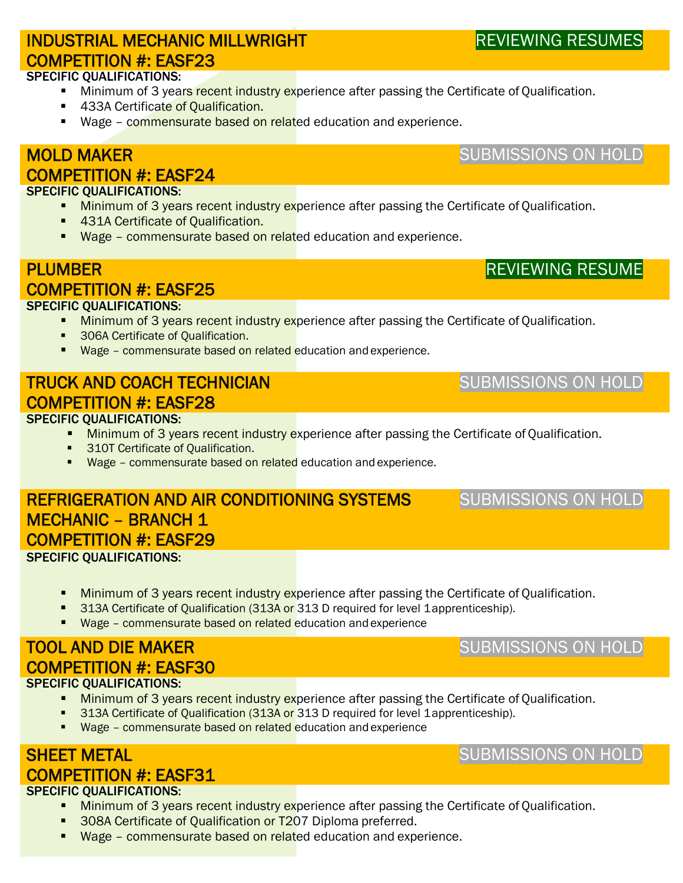## INDUSTRIAL MECHANIC MILLWRIGHT
## COMPETITION #: EASF23

REVIEWING RESUMES

**SPECIFIC QUALIFICATIONS:**

- Minimum of 3 years recent industry experience after passing the Certificate of Qualification.
- 433A Certificate of Qualification.
- Wage – commensurate based on related education and experience.

## MOLD MAKER
## COMPETITION #: EASF24

SUBMISSIONS ON HOLD

**SPECIFIC QUALIFICATIONS:**

- Minimum of 3 years recent industry experience after passing the Certificate of Qualification.
- 431A Certificate of Qualification.
- Wage – commensurate based on related education and experience.

## PLUMBER
## COMPETITION #: EASF25

REVIEWING RESUME

**SPECIFIC QUALIFICATIONS:**

- Minimum of 3 years recent industry experience after passing the Certificate of Qualification.
- 306A Certificate of Qualification.
- Wage – commensurate based on related education and experience.

## TRUCK AND COACH TECHNICIAN
## COMPETITION #: EASF28

SUBMISSIONS ON HOLD

**SPECIFIC QUALIFICATIONS:**

- Minimum of 3 years recent industry experience after passing the Certificate of Qualification.
- 310T Certificate of Qualification.
- Wage – commensurate based on related education and experience.

## REFRIGERATION AND AIR CONDITIONING SYSTEMS MECHANIC – BRANCH 1
## COMPETITION #: EASF29

SUBMISSIONS ON HOLD

**SPECIFIC QUALIFICATIONS:**

- Minimum of 3 years recent industry experience after passing the Certificate of Qualification.
- 313A Certificate of Qualification (313A or 313 D required for level 1 apprenticeship).
- Wage – commensurate based on related education and experience

## TOOL AND DIE MAKER
## COMPETITION #: EASF30

SUBMISSIONS ON HOLD

**SPECIFIC QUALIFICATIONS:**

- Minimum of 3 years recent industry experience after passing the Certificate of Qualification.
- 313A Certificate of Qualification (313A or 313 D required for level 1 apprenticeship).
- Wage – commensurate based on related education and experience

## SHEET METAL
## COMPETITION #: EASF31

SUBMISSIONS ON HOLD

**SPECIFIC QUALIFICATIONS:**

- Minimum of 3 years recent industry experience after passing the Certificate of Qualification.
- 308A Certificate of Qualification or T207 Diploma preferred.
- Wage – commensurate based on related education and experience.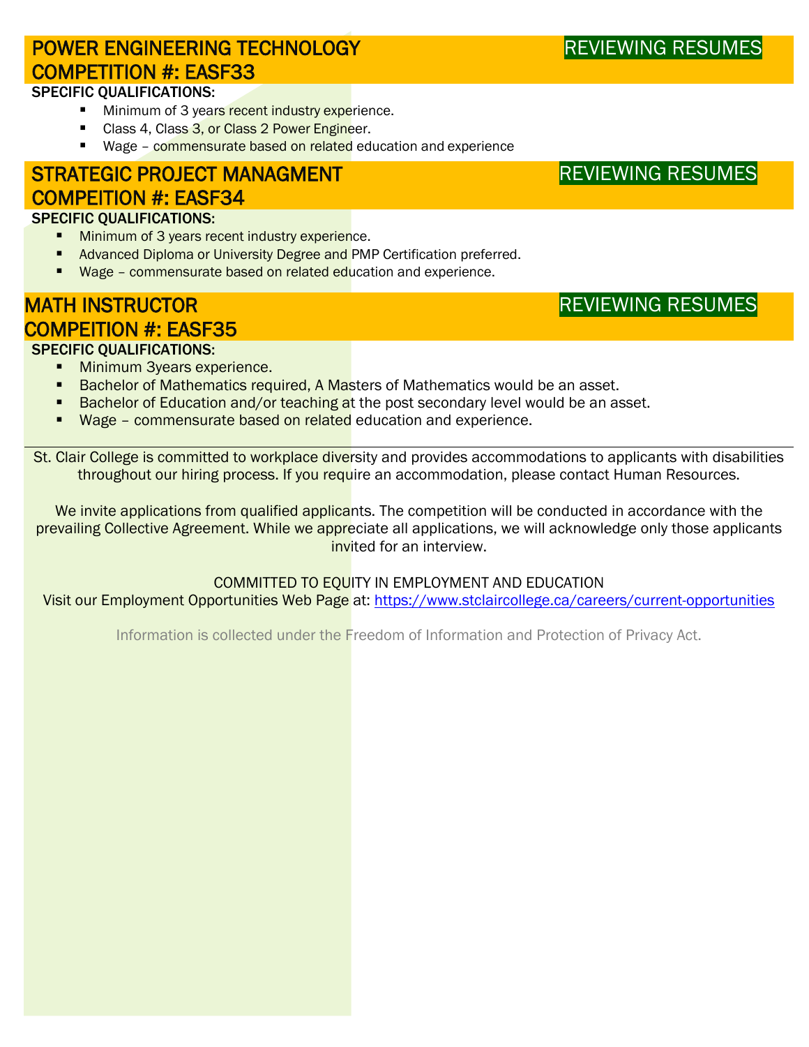## POWER ENGINEERING TECHNOLOGY REVIEWING RESUMES
## COMPETITION #: EASF33

**SPECIFIC QUALIFICATIONS:**

- Minimum of 3 years recent industry experience.
- Class 4, Class 3, or Class 2 Power Engineer.
- Wage – commensurate based on related education and experience

## STRATEGIC PROJECT MANAGMENT REVIEWING RESUMES
## COMPEITION #: EASF34

**SPECIFIC QUALIFICATIONS:**

- Minimum of 3 years recent industry experience.
- Advanced Diploma or University Degree and PMP Certification preferred.
- Wage – commensurate based on related education and experience.

## MATH INSTRUCTOR REVIEWING RESUMES
## COMPEITION #: EASF35

**SPECIFIC QUALIFICATIONS:**

- Minimum 3years experience.
- Bachelor of Mathematics required, A Masters of Mathematics would be an asset.
- Bachelor of Education and/or teaching at the post secondary level would be an asset.
- Wage – commensurate based on related education and experience.

---

St. Clair College is committed to workplace diversity and provides accommodations to applicants with disabilities throughout our hiring process. If you require an accommodation, please contact Human Resources.

We invite applications from qualified applicants. The competition will be conducted in accordance with the prevailing Collective Agreement. While we appreciate all applications, we will acknowledge only those applicants invited for an interview.

COMMITTED TO EQUITY IN EMPLOYMENT AND EDUCATION
Visit our Employment Opportunities Web Page at: https://www.stclaircollege.ca/careers/current-opportunities

Information is collected under the Freedom of Information and Protection of Privacy Act.